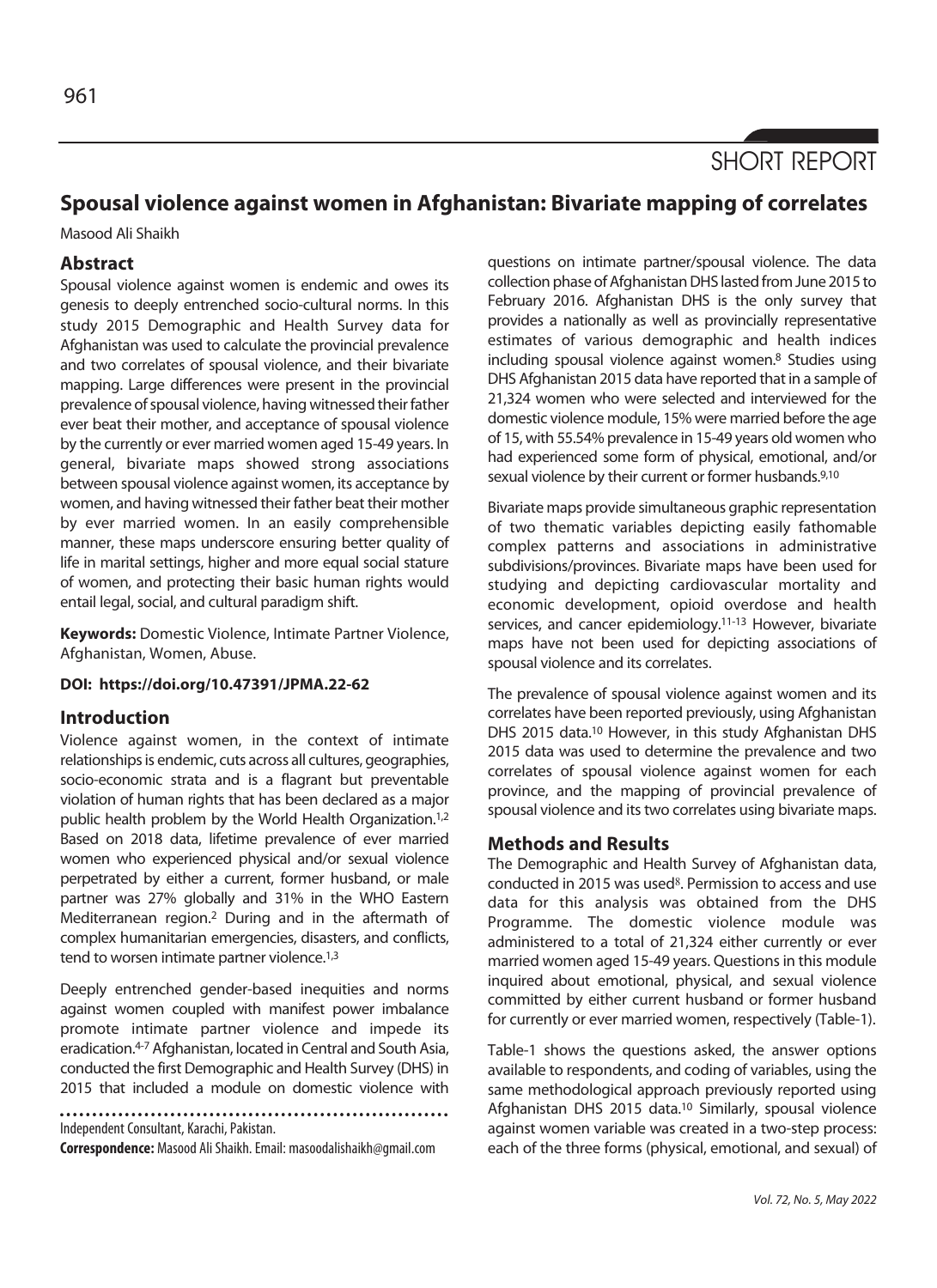SHORT REPORT

# Spousal violence against women in Afghanistan: Bivariate mapping of correlates

Masood Ali Shaikh

## Abstract

Spousal violence against women is endemic and owes its genesis to deeply entrenched socio-cultural norms. In this study 2015 Demographic and Health Survey data for Afghanistan was used to calculate the provincial prevalence and two correlates of spousal violence, and their bivariate mapping. Large differences were present in the provincial prevalence of spousal violence, having witnessed their father ever beat their mother, and acceptance of spousal violence by the currently or ever married women aged 15-49 years. In general, bivariate maps showed strong associations between spousal violence against women, its acceptance by women, and having witnessed their father beat their mother by ever married women. In an easily comprehensible manner, these maps underscore ensuring better quality of life in marital settings, higher and more equal social stature of women, and protecting their basic human rights would entail legal, social, and cultural paradigm shift.

**Keywords:** Domestic Violence, Intimate Partner Violence, Afghanistan, Women, Abuse.

**DOI: https://doi.org/10.47391/JPMA.22-62**

## Introduction

Violence against women, in the context of intimate relationships is endemic, cuts across all cultures, geographies, socio-economic strata and is a flagrant but preventable violation of human rights that has been declared as a major public health problem by the World Health Organization.[1,2] Based on 2018 data, lifetime prevalence of ever married women who experienced physical and/or sexual violence perpetrated by either a current, former husband, or male partner was 27% globally and 31% in the WHO Eastern Mediterranean region.[2] During and in the aftermath of complex humanitarian emergencies, disasters, and conflicts, tend to worsen intimate partner violence.[1,3]

Deeply entrenched gender-based inequities and norms against women coupled with manifest power imbalance promote intimate partner violence and impede its eradication.[4-7] Afghanistan, located in Central and South Asia, conducted the first Demographic and Health Survey (DHS) in 2015 that included a module on domestic violence with questions on intimate partner/spousal violence. The data collection phase of Afghanistan DHS lasted from June 2015 to February 2016. Afghanistan DHS is the only survey that provides a nationally as well as provincially representative estimates of various demographic and health indices including spousal violence against women.[8] Studies using DHS Afghanistan 2015 data have reported that in a sample of 21,324 women who were selected and interviewed for the domestic violence module, 15% were married before the age of 15, with 55.54% prevalence in 15-49 years old women who had experienced some form of physical, emotional, and/or sexual violence by their current or former husbands.[9,10]

Bivariate maps provide simultaneous graphic representation of two thematic variables depicting easily fathomable complex patterns and associations in administrative subdivisions/provinces. Bivariate maps have been used for studying and depicting cardiovascular mortality and economic development, opioid overdose and health services, and cancer epidemiology.[11-13] However, bivariate maps have not been used for depicting associations of spousal violence and its correlates.

The prevalence of spousal violence against women and its correlates have been reported previously, using Afghanistan DHS 2015 data.[10] However, in this study Afghanistan DHS 2015 data was used to determine the prevalence and two correlates of spousal violence against women for each province, and the mapping of provincial prevalence of spousal violence and its two correlates using bivariate maps.

## Methods and Results

The Demographic and Health Survey of Afghanistan data, conducted in 2015 was used[8]. Permission to access and use data for this analysis was obtained from the DHS Programme. The domestic violence module was administered to a total of 21,324 either currently or ever married women aged 15-49 years. Questions in this module inquired about emotional, physical, and sexual violence committed by either current husband or former husband for currently or ever married women, respectively (Table-1).

Table-1 shows the questions asked, the answer options available to respondents, and coding of variables, using the same methodological approach previously reported using Afghanistan DHS 2015 data.[10] Similarly, spousal violence against women variable was created in a two-step process: each of the three forms (physical, emotional, and sexual) of

Independent Consultant, Karachi, Pakistan.

**Correspondence:** Masood Ali Shaikh. Email: masoodalishaikh@gmail.com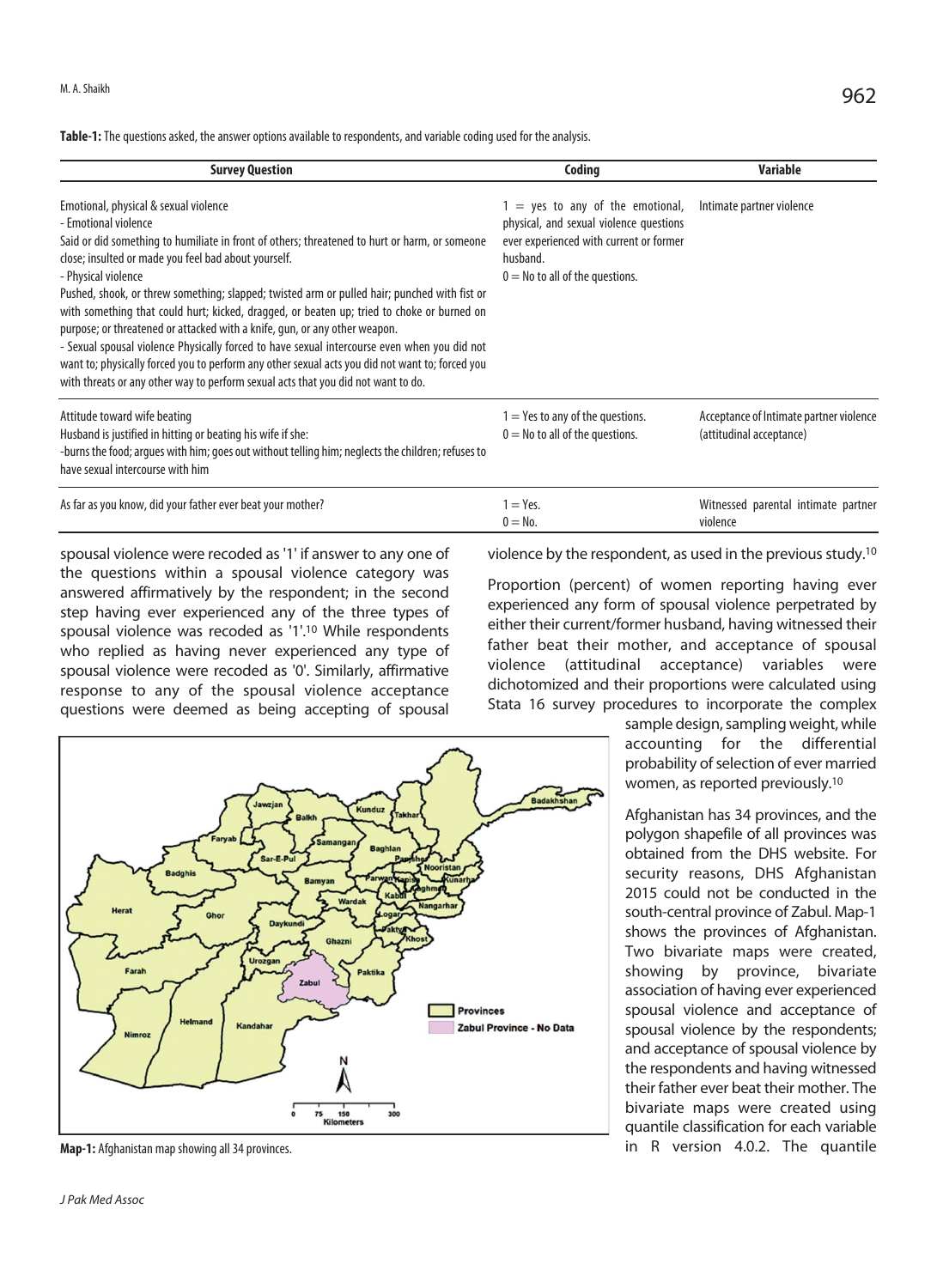**Table-1:** The questions asked, the answer options available to respondents, and variable coding used for the analysis.

| Survey Question | Coding | Variable |
|---|---|---|
| Emotional, physical & sexual violence<br>- Emotional violence<br>Said or did something to humiliate in front of others; threatened to hurt or harm, or someone close; insulted or made you feel bad about yourself.<br>- Physical violence<br>Pushed, shook, or threw something; slapped; twisted arm or pulled hair; punched with fist or with something that could hurt; kicked, dragged, or beaten up; tried to choke or burned on purpose; or threatened or attacked with a knife, gun, or any other weapon.<br>- Sexual spousal violence Physically forced to have sexual intercourse even when you did not want to; physically forced you to perform any other sexual acts you did not want to; forced you with threats or any other way to perform sexual acts that you did not want to do. | 1 = yes to any of the emotional, physical, and sexual violence questions ever experienced with current or former husband.<br>0 = No to all of the questions. | Intimate partner violence |
| Attitude toward wife beating<br>Husband is justified in hitting or beating his wife if she:<br>-burns the food; argues with him; goes out without telling him; neglects the children; refuses to have sexual intercourse with him | 1 = Yes to any of the questions.<br>0 = No to all of the questions. | Acceptance of Intimate partner violence (attitudinal acceptance) |
| As far as you know, did your father ever beat your mother? | 1 = Yes.<br>0 = No. | Witnessed parental intimate partner violence |

spousal violence were recoded as '1' if answer to any one of the questions within a spousal violence category was answered affirmatively by the respondent; in the second step having ever experienced any of the three types of spousal violence was recoded as '1'.[10] While respondents who replied as having never experienced any type of spousal violence were recoded as '0'. Similarly, affirmative response to any of the spousal violence acceptance questions were deemed as being accepting of spousal violence by the respondent, as used in the previous study.[10]

Proportion (percent) of women reporting having ever experienced any form of spousal violence perpetrated by either their current/former husband, having witnessed their father beat their mother, and acceptance of spousal violence (attitudinal acceptance) variables were dichotomized and their proportions were calculated using Stata 16 survey procedures to incorporate the complex sample design, sampling weight, while accounting for the differential probability of selection of ever married women, as reported previously.[10]

**Map-1:** Afghanistan map showing all 34 provinces.

Afghanistan has 34 provinces, and the polygon shapefile of all provinces was obtained from the DHS website. For security reasons, DHS Afghanistan 2015 could not be conducted in the south-central province of Zabul. Map-1 shows the provinces of Afghanistan. Two bivariate maps were created, showing by province, bivariate association of having ever experienced spousal violence and acceptance of spousal violence by the respondents; and acceptance of spousal violence by the respondents and having witnessed their father ever beat their mother. The bivariate maps were created using quantile classification for each variable in R version 4.0.2. The quantile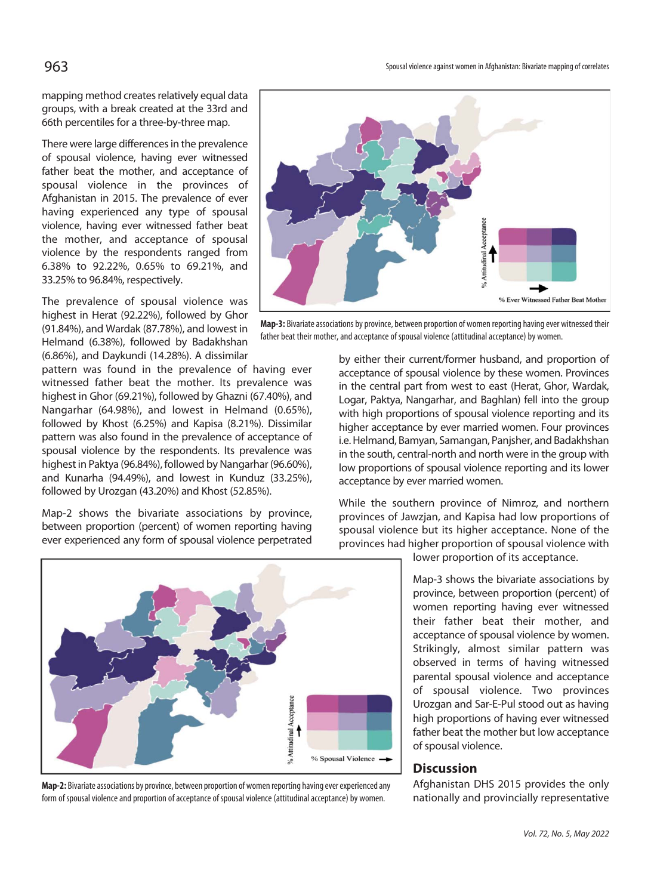mapping method creates relatively equal data groups, with a break created at the 33rd and 66th percentiles for a three-by-three map.

There were large differences in the prevalence of spousal violence, having ever witnessed father beat the mother, and acceptance of spousal violence in the provinces of Afghanistan in 2015. The prevalence of ever having experienced any type of spousal violence, having ever witnessed father beat the mother, and acceptance of spousal violence by the respondents ranged from 6.38% to 92.22%, 0.65% to 69.21%, and 33.25% to 96.84%, respectively.

The prevalence of spousal violence was highest in Herat (92.22%), followed by Ghor (91.84%), and Wardak (87.78%), and lowest in Helmand (6.38%), followed by Badakhshan (6.86%), and Daykundi (14.28%). A dissimilar pattern was found in the prevalence of having ever witnessed father beat the mother. Its prevalence was highest in Ghor (69.21%), followed by Ghazni (67.40%), and Nangarhar (64.98%), and lowest in Helmand (0.65%), followed by Khost (6.25%) and Kapisa (8.21%). Dissimilar pattern was also found in the prevalence of acceptance of spousal violence by the respondents. Its prevalence was highest in Paktya (96.84%), followed by Nangarhar (96.60%), and Kunarha (94.49%), and lowest in Kunduz (33.25%), followed by Urozgan (43.20%) and Khost (52.85%).

Map-2 shows the bivariate associations by province, between proportion (percent) of women reporting having ever experienced any form of spousal violence perpetrated by either their current/former husband, and proportion of acceptance of spousal violence by these women. Provinces in the central part from west to east (Herat, Ghor, Wardak, Logar, Paktya, Nangarhar, and Baghlan) fell into the group with high proportions of spousal violence reporting and its higher acceptance by ever married women. Four provinces i.e. Helmand, Bamyan, Samangan, Panjsher, and Badakhshan in the south, central-north and north were in the group with low proportions of spousal violence reporting and its lower acceptance by ever married women.

While the southern province of Nimroz, and northern provinces of Jawzjan, and Kapisa had low proportions of spousal violence but its higher acceptance. None of the provinces had higher proportion of spousal violence with lower proportion of its acceptance.

**Map-3:** Bivariate associations by province, between proportion of women reporting having ever witnessed their father beat their mother, and acceptance of spousal violence (attitudinal acceptance) by women.

**Map-2:** Bivariate associations by province, between proportion of women reporting having ever experienced any form of spousal violence and proportion of acceptance of spousal violence (attitudinal acceptance) by women.

Map-3 shows the bivariate associations by province, between proportion (percent) of women reporting having ever witnessed their father beat their mother, and acceptance of spousal violence by women. Strikingly, almost similar pattern was observed in terms of having witnessed parental spousal violence and acceptance of spousal violence. Two provinces Urozgan and Sar-E-Pul stood out as having high proportions of having ever witnessed father beat the mother but low acceptance of spousal violence.

## Discussion

Afghanistan DHS 2015 provides the only nationally and provincially representative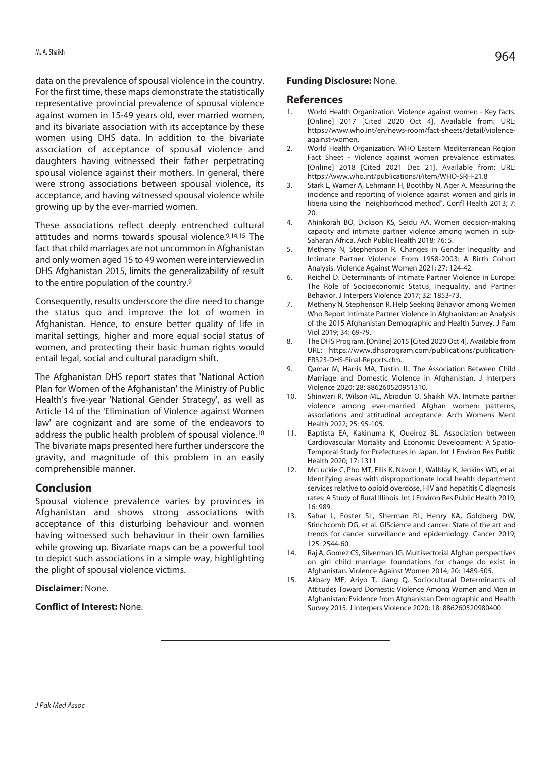data on the prevalence of spousal violence in the country. For the first time, these maps demonstrate the statistically representative provincial prevalence of spousal violence against women in 15-49 years old, ever married women, and its bivariate association with its acceptance by these women using DHS data. In addition to the bivariate association of acceptance of spousal violence and daughters having witnessed their father perpetrating spousal violence against their mothers. In general, there were strong associations between spousal violence, its acceptance, and having witnessed spousal violence while growing up by the ever-married women.

These associations reflect deeply entrenched cultural attitudes and norms towards spousal violence.[9,14,15] The fact that child marriages are not uncommon in Afghanistan and only women aged 15 to 49 women were interviewed in DHS Afghanistan 2015, limits the generalizability of result to the entire population of the country.[9]

Consequently, results underscore the dire need to change the status quo and improve the lot of women in Afghanistan. Hence, to ensure better quality of life in marital settings, higher and more equal social status of women, and protecting their basic human rights would entail legal, social and cultural paradigm shift.

The Afghanistan DHS report states that 'National Action Plan for Women of the Afghanistan' the Ministry of Public Health's five-year 'National Gender Strategy', as well as Article 14 of the 'Elimination of Violence against Women law' are cognizant and are some of the endeavors to address the public health problem of spousal violence.[10] The bivariate maps presented here further underscore the gravity, and magnitude of this problem in an easily comprehensible manner.

## Conclusion

Spousal violence prevalence varies by provinces in Afghanistan and shows strong associations with acceptance of this disturbing behaviour and women having witnessed such behaviour in their own families while growing up. Bivariate maps can be a powerful tool to depict such associations in a simple way, highlighting the plight of spousal violence victims.

**Disclaimer:** None.

**Conflict of Interest:** None.

**Funding Disclosure:** None.

## References

1. World Health Organization. Violence against women - Key facts. [Online] 2017 [Cited 2020 Oct 4]. Available from: URL: https://www.who.int/en/news-room/fact-sheets/detail/violence-against-women.
2. World Health Organization. WHO Eastern Mediterranean Region Fact Sheet - Violence against women prevalence estimates. [Online] 2018 [Cited 2021 Dec 21]. Available from: URL: https://www.who.int/publications/i/item/WHO-SRH-21.8
3. Stark L, Warner A, Lehmann H, Boothby N, Ager A. Measuring the incidence and reporting of violence against women and girls in liberia using the "neighborhood method". Confl Health 2013; 7: 20.
4. Ahinkorah BO, Dickson KS, Seidu AA. Women decision-making capacity and intimate partner violence among women in sub-Saharan Africa. Arch Public Health 2018; 76: 5.
5. Metheny N, Stephenson R. Changes in Gender Inequality and Intimate Partner Violence From 1958-2003: A Birth Cohort Analysis. Violence Against Women 2021; 27: 124-42.
6. Reichel D. Determinants of Intimate Partner Violence in Europe: The Role of Socioeconomic Status, Inequality, and Partner Behavior. J Interpers Violence 2017; 32: 1853-73.
7. Metheny N, Stephenson R. Help Seeking Behavior among Women Who Report Intimate Partner Violence in Afghanistan: an Analysis of the 2015 Afghanistan Demographic and Health Survey. J Fam Viol 2019; 34: 69-79.
8. The DHS Program. [Online] 2015 [Cited 2020 Oct 4]. Available from URL: https://www.dhsprogram.com/publications/publication-FR323-DHS-Final-Reports.cfm.
9. Qamar M, Harris MA, Tustin JL. The Association Between Child Marriage and Domestic Violence in Afghanistan. J Interpers Violence 2020; 28: 886260520951310.
10. Shinwari R, Wilson ML, Abiodun O, Shaikh MA. Intimate partner violence among ever-married Afghan women: patterns, associations and attitudinal acceptance. Arch Womens Ment Health 2022; 25: 95-105.
11. Baptista EA, Kakinuma K, Queiroz BL. Association between Cardiovascular Mortality and Economic Development: A Spatio-Temporal Study for Prefectures in Japan. Int J Environ Res Public Health 2020; 17: 1311.
12. McLuckie C, Pho MT, Ellis K, Navon L, Walblay K, Jenkins WD, et al. Identifying areas with disproportionate local health department services relative to opioid overdose, HIV and hepatitis C diagnosis rates: A Study of Rural Illinois. Int J Environ Res Public Health 2019; 16: 989.
13. Sahar L, Foster SL, Sherman RL, Henry KA, Goldberg DW, Stinchcomb DG, et al. GIScience and cancer: State of the art and trends for cancer surveillance and epidemiology. Cancer 2019; 125: 2544-60.
14. Raj A, Gomez CS, Silverman JG. Multisectorial Afghan perspectives on girl child marriage: foundations for change do exist in Afghanistan. Violence Against Women 2014; 20: 1489-505.
15. Akbary MF, Ariyo T, Jiang Q. Sociocultural Determinants of Attitudes Toward Domestic Violence Among Women and Men in Afghanistan: Evidence from Afghanistan Demographic and Health Survey 2015. J Interpers Violence 2020; 18: 886260520980400.